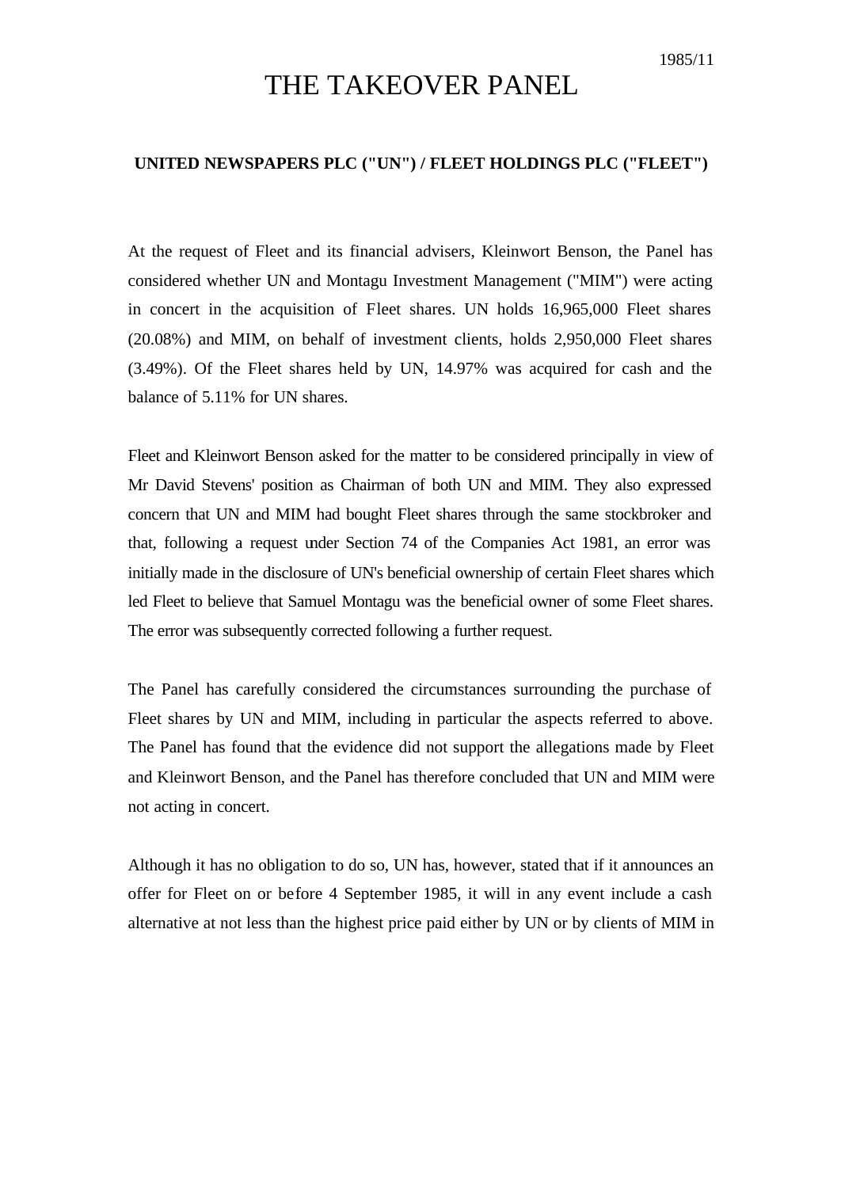1985/11

# THE TAKEOVER PANEL

**UNITED NEWSPAPERS PLC ("UN") / FLEET HOLDINGS PLC ("FLEET")**

At the request of Fleet and its financial advisers, Kleinwort Benson, the Panel has considered whether UN and Montagu Investment Management ("MIM") were acting in concert in the acquisition of Fleet shares. UN holds 16,965,000 Fleet shares (20.08%) and MIM, on behalf of investment clients, holds 2,950,000 Fleet shares (3.49%). Of the Fleet shares held by UN, 14.97% was acquired for cash and the balance of 5.11% for UN shares.

Fleet and Kleinwort Benson asked for the matter to be considered principally in view of Mr David Stevens' position as Chairman of both UN and MIM. They also expressed concern that UN and MIM had bought Fleet shares through the same stockbroker and that, following a request under Section 74 of the Companies Act 1981, an error was initially made in the disclosure of UN's beneficial ownership of certain Fleet shares which led Fleet to believe that Samuel Montagu was the beneficial owner of some Fleet shares. The error was subsequently corrected following a further request.

The Panel has carefully considered the circumstances surrounding the purchase of Fleet shares by UN and MIM, including in particular the aspects referred to above. The Panel has found that the evidence did not support the allegations made by Fleet and Kleinwort Benson, and the Panel has therefore concluded that UN and MIM were not acting in concert.

Although it has no obligation to do so, UN has, however, stated that if it announces an offer for Fleet on or before 4 September 1985, it will in any event include a cash alternative at not less than the highest price paid either by UN or by clients of MIM in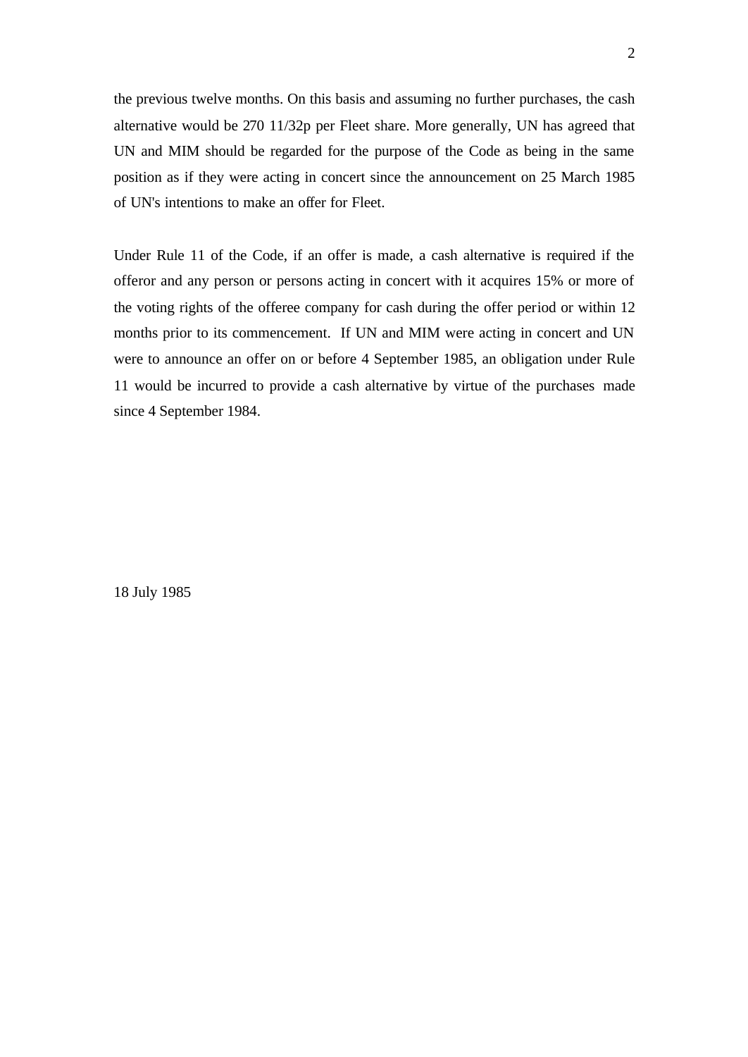the previous twelve months. On this basis and assuming no further purchases, the cash alternative would be 270 11/32p per Fleet share. More generally, UN has agreed that UN and MIM should be regarded for the purpose of the Code as being in the same position as if they were acting in concert since the announcement on 25 March 1985 of UN's intentions to make an offer for Fleet.

Under Rule 11 of the Code, if an offer is made, a cash alternative is required if the offeror and any person or persons acting in concert with it acquires 15% or more of the voting rights of the offeree company for cash during the offer period or within 12 months prior to its commencement. If UN and MIM were acting in concert and UN were to announce an offer on or before 4 September 1985, an obligation under Rule 11 would be incurred to provide a cash alternative by virtue of the purchases made since 4 September 1984.

18 July 1985